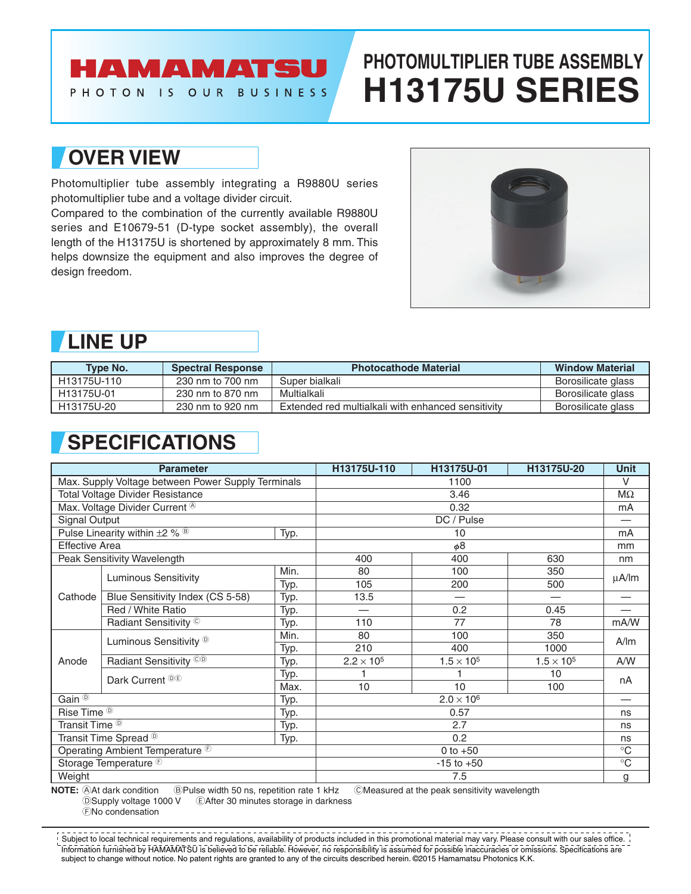# HAMAMATSU

PHOTON IS OUR BUSINESS

# PHOTOMULTIPLIER TUBE ASSEMBLY H13175U SERIES

## OVER VIEW

Photomultiplier tube assembly integrating a R9880U series photomultiplier tube and a voltage divider circuit.
Compared to the combination of the currently available R9880U series and E10679-51 (D-type socket assembly), the overall length of the H13175U is shortened by approximately 8 mm. This helps downsize the equipment and also improves the degree of design freedom.

## LINE UP

| Type No. | Spectral Response | Photocathode Material | Window Material |
|---|---|---|---|
| H13175U-110 | 230 nm to 700 nm | Super bialkali | Borosilicate glass |
| H13175U-01 | 230 nm to 870 nm | Multialkali | Borosilicate glass |
| H13175U-20 | 230 nm to 920 nm | Extended red multialkali with enhanced sensitivity | Borosilicate glass |

## SPECIFICATIONS

| Parameter | | | H13175U-110 | H13175U-01 | H13175U-20 | Unit |
|---|---|---|---|---|---|---|
| Max. Supply Voltage between Power Supply Terminals | | | 1100 | | | V |
| Total Voltage Divider Resistance | | | 3.46 | | | MΩ |
| Max. Voltage Divider Current Ⓐ | | | 0.32 | | | mA |
| Signal Output | | | DC / Pulse | | | — |
| Pulse Linearity within ±2 % Ⓑ | | Typ. | 10 | | | mA |
| Effective Area | | | $\phi$8 | | | mm |
| Peak Sensitivity Wavelength | | | 400 | 400 | 630 | nm |
| Cathode | Luminous Sensitivity | Min. | 80 | 100 | 350 | μA/lm |
| | | Typ. | 105 | 200 | 500 | |
| | Blue Sensitivity Index (CS 5-58) | Typ. | 13.5 | — | — | — |
| | Red / White Ratio | Typ. | — | 0.2 | 0.45 | — |
| | Radiant Sensitivity Ⓒ | Typ. | 110 | 77 | 78 | mA/W |
| Anode | Luminous Sensitivity Ⓓ | Min. | 80 | 100 | 350 | A/lm |
| | | Typ. | 210 | 400 | 1000 | |
| | Radiant Sensitivity ⒸⒹ | Typ. | $2.2 \times 10^5$ | $1.5 \times 10^5$ | $1.5 \times 10^5$ | A/W |
| | Dark Current ⒹⒺ | Typ. | 1 | 1 | 10 | nA |
| | | Max. | 10 | 10 | 100 | |
| Gain Ⓓ | | Typ. | $2.0 \times 10^6$ | | | — |
| Rise Time Ⓓ | | Typ. | 0.57 | | | ns |
| Transit Time Ⓓ | | Typ. | 2.7 | | | ns |
| Transit Time Spread Ⓓ | | Typ. | 0.2 | | | ns |
| Operating Ambient Temperature Ⓕ | | | 0 to +50 | | | °C |
| Storage Temperature Ⓕ | | | -15 to +50 | | | °C |
| Weight | | | 7.5 | | | g |

**NOTE:** ⒶAt dark condition ⒷPulse width 50 ns, repetition rate 1 kHz ⒸMeasured at the peak sensitivity wavelength
ⒹSupply voltage 1000 V ⒺAfter 30 minutes storage in darkness
ⒻNo condensation

Subject to local technical requirements and regulations, availability of products included in this promotional material may vary. Please consult with our sales office.
Information furnished by HAMAMATSU is believed to be reliable. However, no responsibility is assumed for possible inaccuracies or omissions. Specifications are subject to change without notice. No patent rights are granted to any of the circuits described herein. ©2015 Hamamatsu Photonics K.K.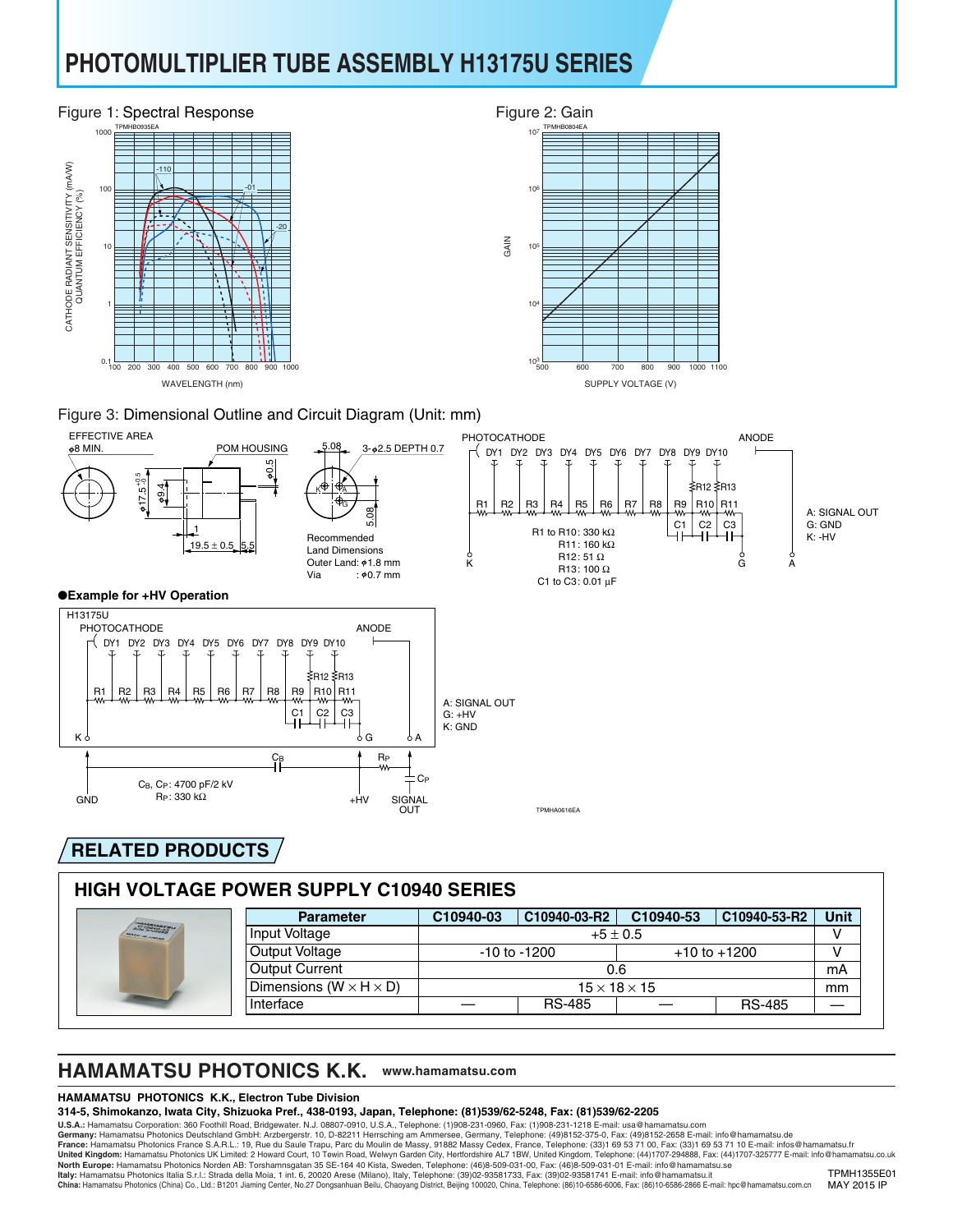# PHOTOMULTIPLIER TUBE ASSEMBLY H13175U SERIES

Figure 1: Spectral Response

TPMHB0935EA

CATHODE RADIANT SENSITIVITY (mA/W)
QUANTUM EFFICIENCY (%)

1000
100
10
1
0.1

100 200 300 400 500 600 700 800 900 1000

WAVELENGTH (nm)

-110
-01
-20

Figure 2: Gain

TPMHB0804EA

GAIN

$10^7$
$10^6$
$10^5$
$10^4$
$10^3$

500 600 700 800 900 1000 1100

SUPPLY VOLTAGE (V)

Figure 3: Dimensional Outline and Circuit Diagram (Unit: mm)

EFFECTIVE AREA
φ8 MIN.

POM HOUSING

φ17.5 $^{+0.5}_{-0}$

φ9.4

φ0.5

1

19.5 ± 0.5

5.5

5.08

3-φ2.5 DEPTH 0.7

K A G

5.08

Recommended
Land Dimensions
Outer Land: φ1.8 mm
Via : φ0.7 mm

PHOTOCATHODE
DY1 DY2 DY3 DY4 DY5 DY6 DY7 DY8 DY9 DY10
ANODE

R12 R13
R1 R2 R3 R4 R5 R6 R7 R8 R9 R10 R11
C1 C2 C3

K G A

R1 to R10: 330 kΩ
R11: 160 kΩ
R12: 51 Ω
R13: 100 Ω
C1 to C3: 0.01 μF

A: SIGNAL OUT
G: GND
K: -HV

**●Example for +HV Operation**

H13175U
PHOTOCATHODE
DY1 DY2 DY3 DY4 DY5 DY6 DY7 DY8 DY9 DY10
ANODE

R12 R13
R1 R2 R3 R4 R5 R6 R7 R8 R9 R10 R11
C1 C2 C3

K G A

$C_B$
$R_P$
$C_P$

$C_B$, $C_P$: 4700 pF/2 kV
$R_P$: 330 kΩ

GND
+HV
SIGNAL OUT

A: SIGNAL OUT
G: +HV
K: GND

TPMHA0616EA

## RELATED PRODUCTS

### HIGH VOLTAGE POWER SUPPLY C10940 SERIES

| Parameter | C10940-03 | C10940-03-R2 | C10940-53 | C10940-53-R2 | Unit |
|---|---|---|---|---|---|
| Input Voltage | +5 ± 0.5 | | | | V |
| Output Voltage | -10 to -1200 | | +10 to +1200 | | V |
| Output Current | 0.6 | | | | mA |
| Dimensions (W × H × D) | 15 × 18 × 15 | | | | mm |
| Interface | — | RS-485 | — | RS-485 | — |

## HAMAMATSU PHOTONICS K.K.

www.hamamatsu.com

**HAMAMATSU PHOTONICS K.K., Electron Tube Division**
**314-5, Shimokanzo, Iwata City, Shizuoka Pref., 438-0193, Japan, Telephone: (81)539/62-5248, Fax: (81)539/62-2205**

**U.S.A.:** Hamamatsu Corporation: 360 Foothill Road, Bridgewater. N.J. 08807-0910, U.S.A., Telephone: (1)908-231-0960, Fax: (1)908-231-1218 E-mail: usa@hamamatsu.com
**Germany:** Hamamatsu Photonics Deutschland GmbH: Arzbergerstr. 10, D-82211 Herrsching am Ammersee, Germany, Telephone: (49)8152-375-0, Fax: (49)8152-2658 E-mail: info@hamamatsu.de
**France:** Hamamatsu Photonics France S.A.R.L.: 19, Rue du Saule Trapu, Parc du Moulin de Massy, 91882 Massy Cedex, France, Telephone: (33)1 69 53 71 00, Fax: (33)1 69 53 71 10 E-mail: infos@hamamatsu.fr
**United Kingdom:** Hamamatsu Photonics UK Limited: 2 Howard Court, 10 Tewin Road, Welwyn Garden City, Hertfordshire AL7 1BW, United Kingdom, Telephone: (44)1707-294888, Fax: (44)1707-325777 E-mail: info@hamamatsu.co.uk
**North Europe:** Hamamatsu Photonics Norden AB: Torshamnsgatan 35 SE-164 40 Kista, Sweden, Telephone: (46)8-509-031-00, Fax: (46)8-509-031-01 E-mail: info@hamamatsu.se
**Italy:** Hamamatsu Photonics Italia S.r.l.: Strada della Moia, 1 int. 6, 20020 Arese (Milano), Italy, Telephone: (39)02-93581733, Fax: (39)02-93581741 E-mail: info@hamamatsu.it
**China:** Hamamatsu Photonics (China) Co., Ltd.: B1201 Jiaming Center, No.27 Dongsanhuan Beilu, Chaoyang District, Beijing 100020, China, Telephone: (86)10-6586-6006, Fax: (86)10-6586-2866 E-mail: hpc@hamamatsu.com.cn

TPMH1355E01
MAY 2015 IP